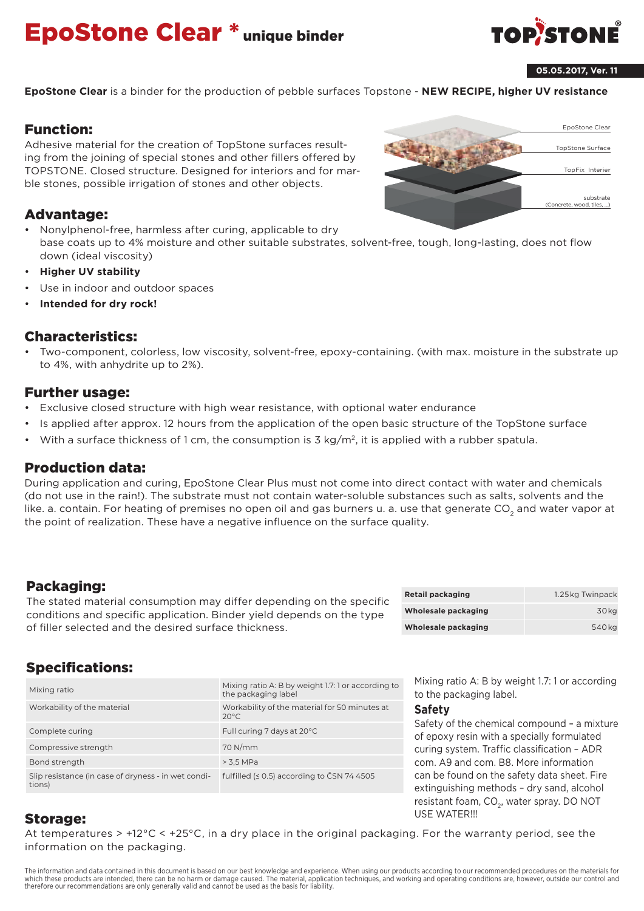# EpoStone Clear * unique binder

05.05.2017, Ver. 11

**EpoStone Clear** is a binder for the production of pebble surfaces Topstone - **NEW RECIPE, higher UV resistance**

## Function:

Adhesive material for the creation of TopStone surfaces resulting from the joining of special stones and other fillers offered by TOPSTONE. Closed structure. Designed for interiors and for marble stones, possible irrigation of stones and other objects.

EpoStone Clear
TopStone Surface
TopFix Interier
substrate (Concrete, wood, tiles, ...)

## Advantage:

- Nonylphenol-free, harmless after curing, applicable to dry base coats up to 4% moisture and other suitable substrates, solvent-free, tough, long-lasting, does not flow down (ideal viscosity)
- **Higher UV stability**
- Use in indoor and outdoor spaces
- **Intended for dry rock!**

## Characteristics:

- Two-component, colorless, low viscosity, solvent-free, epoxy-containing. (with max. moisture in the substrate up to 4%, with anhydrite up to 2%).

## Further usage:

- Exclusive closed structure with high wear resistance, with optional water endurance
- Is applied after approx. 12 hours from the application of the open basic structure of the TopStone surface
- With a surface thickness of 1 cm, the consumption is 3 kg/m$^2$, it is applied with a rubber spatula.

## Production data:

During application and curing, EpoStone Clear Plus must not come into direct contact with water and chemicals (do not use in the rain!). The substrate must not contain water-soluble substances such as salts, solvents and the like. a. contain. For heating of premises no open oil and gas burners u. a. use that generate $CO_2$ and water vapor at the point of realization. These have a negative influence on the surface quality.

## Packaging:

The stated material consumption may differ depending on the specific conditions and specific application. Binder yield depends on the type of filler selected and the desired surface thickness.

| | |
|---|---|
| **Retail packaging** | 1.25 kg Twinpack |
| **Wholesale packaging** | 30 kg |
| **Wholesale packaging** | 540 kg |

## Specifications:

| | |
|---|---|
| Mixing ratio | Mixing ratio A: B by weight 1.7: 1 or according to the packaging label |
| Workability of the material | Workability of the material for 50 minutes at 20°C |
| Complete curing | Full curing 7 days at 20°C |
| Compressive strength | 70 N/mm |
| Bond strength | > 3,5 MPa |
| Slip resistance (in case of dryness - in wet conditions) | fulfilled (≤ 0.5) according to ČSN 74 4505 |

Mixing ratio A: B by weight 1.7: 1 or according to the packaging label.

### Safety

Safety of the chemical compound – a mixture of epoxy resin with a specially formulated curing system. Traffic classification – ADR com. A9 and com. B8. More information can be found on the safety data sheet. Fire extinguishing methods – dry sand, alcohol resistant foam, $CO_2$, water spray. DO NOT USE WATER!!!

## Storage:

At temperatures > +12°C < +25°C, in a dry place in the original packaging. For the warranty period, see the information on the packaging.

The information and data contained in this document is based on our best knowledge and experience. When using our products according to our recommended procedures on the materials for which these products are intended, there can be no harm or damage caused. The material, application techniques, and working and operating conditions are, however, outside our control and therefore our recommendations are only generally valid and cannot be used as the basis for liability.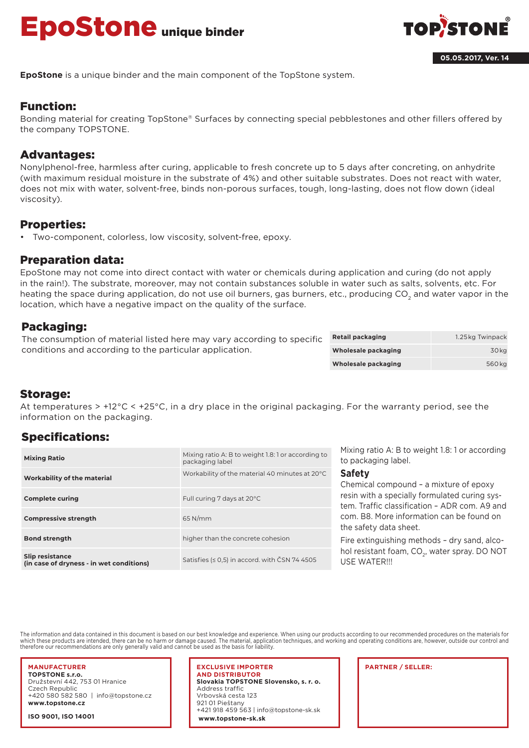# EpoStone unique binder

TOPSTONE®

05.05.2017, Ver. 14

**EpoStone** is a unique binder and the main component of the TopStone system.

## Function:

Bonding material for creating TopStone® Surfaces by connecting special pebblestones and other fillers offered by the company TOPSTONE.

## Advantages:

Nonylphenol-free, harmless after curing, applicable to fresh concrete up to 5 days after concreting, on anhydrite (with maximum residual moisture in the substrate of 4%) and other suitable substrates. Does not react with water, does not mix with water, solvent-free, binds non-porous surfaces, tough, long-lasting, does not flow down (ideal viscosity).

## Properties:

- Two-component, colorless, low viscosity, solvent-free, epoxy.

## Preparation data:

EpoStone may not come into direct contact with water or chemicals during application and curing (do not apply in the rain!). The substrate, moreover, may not contain substances soluble in water such as salts, solvents, etc. For heating the space during application, do not use oil burners, gas burners, etc., producing $CO_2$ and water vapor in the location, which have a negative impact on the quality of the surface.

## Packaging:

The consumption of material listed here may vary according to specific conditions and according to the particular application.

| | |
|---|---|
| **Retail packaging** | 1.25 kg Twinpack |
| **Wholesale packaging** | 30 kg |
| **Wholesale packaging** | 560 kg |

## Storage:

At temperatures > +12°C < +25°C, in a dry place in the original packaging. For the warranty period, see the information on the packaging.

## Specifications:

| | |
|---|---|
| **Mixing Ratio** | Mixing ratio A: B to weight 1.8: 1 or according to packaging label |
| **Workability of the material** | Workability of the material 40 minutes at 20°C |
| **Complete curing** | Full curing 7 days at 20°C |
| **Compressive strength** | 65 N/mm |
| **Bond strength** | higher than the concrete cohesion |
| **Slip resistance (in case of dryness - in wet conditions)** | Satisfies (≤ 0,5) in accord. with ČSN 74 4505 |

Mixing ratio A: B to weight 1.8: 1 or according to packaging label.

### Safety

Chemical compound – a mixture of epoxy resin with a specially formulated curing system. Traffic classification – ADR com. A9 and com. B8. More information can be found on the safety data sheet.

Fire extinguishing methods – dry sand, alcohol resistant foam, $CO_2$, water spray. DO NOT USE WATER!!!

The information and data contained in this document is based on our best knowledge and experience. When using our products according to our recommended procedures on the materials for which these products are intended, there can be no harm or damage caused. The material, application techniques, and working and operating conditions are, however, outside our control and therefore our recommendations are only generally valid and cannot be used as the basis for liability.

**MANUFACTURER**
**TOPSTONE s.r.o.**
Družstevní 442, 753 01 Hranice
Czech Republic
+420 580 582 580 | info@topstone.cz
**www.topstone.cz**

**ISO 9001, ISO 14001**

**EXCLUSIVE IMPORTER AND DISTRIBUTOR**
**Slovakia TOPSTONE Slovensko, s. r. o.**
Address traffic
Vrbovská cesta 123
921 01 Piešťany
+421 918 459 563 | info@topstone-sk.sk
**www.topstone-sk.sk**

**PARTNER / SELLER:**